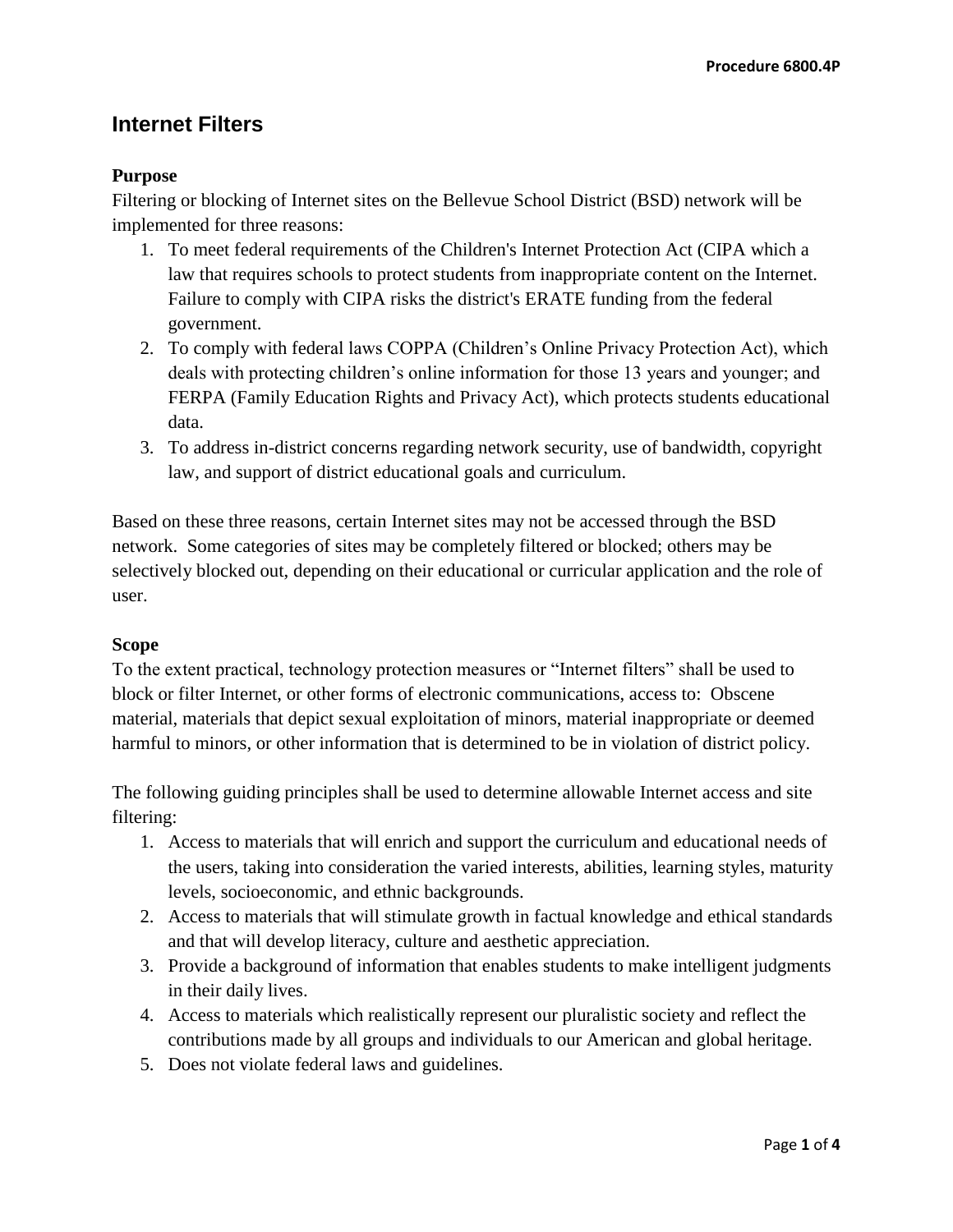# Internet Filters

## Purpose

Filtering or blocking of Internet sites on the Bellevue School District (BSD) network will be implemented for three reasons:

1. To meet federal requirements of the Children's Internet Protection Act (CIPA which a law that requires schools to protect students from inappropriate content on the Internet. Failure to comply with CIPA risks the district's ERATE funding from the federal government.
2. To comply with federal laws COPPA (Children's Online Privacy Protection Act), which deals with protecting children's online information for those 13 years and younger; and FERPA (Family Education Rights and Privacy Act), which protects students educational data.
3. To address in-district concerns regarding network security, use of bandwidth, copyright law, and support of district educational goals and curriculum.

Based on these three reasons, certain Internet sites may not be accessed through the BSD network. Some categories of sites may be completely filtered or blocked; others may be selectively blocked out, depending on their educational or curricular application and the role of user.

## Scope

To the extent practical, technology protection measures or "Internet filters" shall be used to block or filter Internet, or other forms of electronic communications, access to: Obscene material, materials that depict sexual exploitation of minors, material inappropriate or deemed harmful to minors, or other information that is determined to be in violation of district policy.

The following guiding principles shall be used to determine allowable Internet access and site filtering:

1. Access to materials that will enrich and support the curriculum and educational needs of the users, taking into consideration the varied interests, abilities, learning styles, maturity levels, socioeconomic, and ethnic backgrounds.
2. Access to materials that will stimulate growth in factual knowledge and ethical standards and that will develop literacy, culture and aesthetic appreciation.
3. Provide a background of information that enables students to make intelligent judgments in their daily lives.
4. Access to materials which realistically represent our pluralistic society and reflect the contributions made by all groups and individuals to our American and global heritage.
5. Does not violate federal laws and guidelines.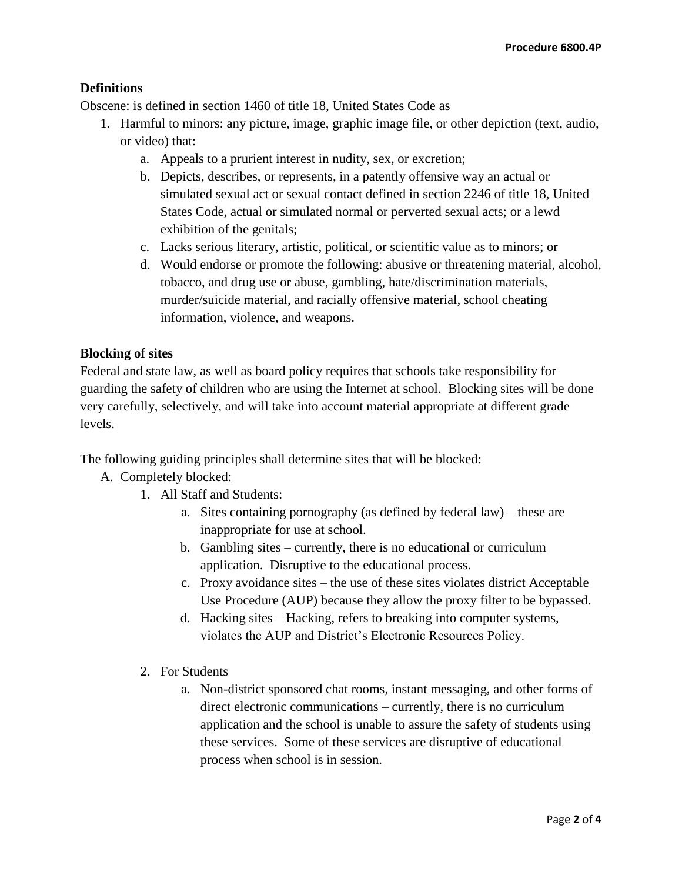**Definitions**

Obscene: is defined in section 1460 of title 18, United States Code as

1. Harmful to minors: any picture, image, graphic image file, or other depiction (text, audio, or video) that:
    a. Appeals to a prurient interest in nudity, sex, or excretion;
    b. Depicts, describes, or represents, in a patently offensive way an actual or simulated sexual act or sexual contact defined in section 2246 of title 18, United States Code, actual or simulated normal or perverted sexual acts; or a lewd exhibition of the genitals;
    c. Lacks serious literary, artistic, political, or scientific value as to minors; or
    d. Would endorse or promote the following: abusive or threatening material, alcohol, tobacco, and drug use or abuse, gambling, hate/discrimination materials, murder/suicide material, and racially offensive material, school cheating information, violence, and weapons.

**Blocking of sites**

Federal and state law, as well as board policy requires that schools take responsibility for guarding the safety of children who are using the Internet at school. Blocking sites will be done very carefully, selectively, and will take into account material appropriate at different grade levels.

The following guiding principles shall determine sites that will be blocked:

A. Completely blocked:
    1. All Staff and Students:
        a. Sites containing pornography (as defined by federal law) – these are inappropriate for use at school.
        b. Gambling sites – currently, there is no educational or curriculum application. Disruptive to the educational process.
        c. Proxy avoidance sites – the use of these sites violates district Acceptable Use Procedure (AUP) because they allow the proxy filter to be bypassed.
        d. Hacking sites – Hacking, refers to breaking into computer systems, violates the AUP and District's Electronic Resources Policy.
    2. For Students
        a. Non-district sponsored chat rooms, instant messaging, and other forms of direct electronic communications – currently, there is no curriculum application and the school is unable to assure the safety of students using these services. Some of these services are disruptive of educational process when school is in session.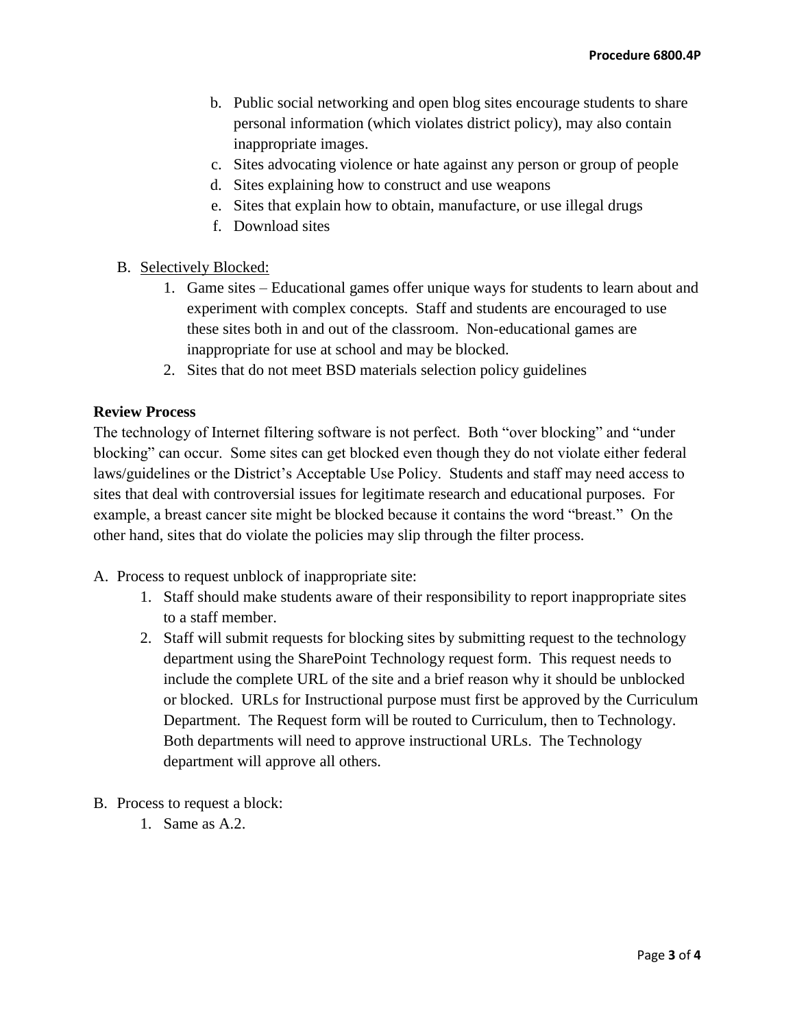b. Public social networking and open blog sites encourage students to share personal information (which violates district policy), may also contain inappropriate images.
c. Sites advocating violence or hate against any person or group of people
d. Sites explaining how to construct and use weapons
e. Sites that explain how to obtain, manufacture, or use illegal drugs
f. Download sites

B. Selectively Blocked:
   1. Game sites – Educational games offer unique ways for students to learn about and experiment with complex concepts. Staff and students are encouraged to use these sites both in and out of the classroom. Non-educational games are inappropriate for use at school and may be blocked.
   2. Sites that do not meet BSD materials selection policy guidelines

**Review Process**

The technology of Internet filtering software is not perfect. Both "over blocking" and "under blocking" can occur. Some sites can get blocked even though they do not violate either federal laws/guidelines or the District's Acceptable Use Policy. Students and staff may need access to sites that deal with controversial issues for legitimate research and educational purposes. For example, a breast cancer site might be blocked because it contains the word "breast." On the other hand, sites that do violate the policies may slip through the filter process.

A. Process to request unblock of inappropriate site:
   1. Staff should make students aware of their responsibility to report inappropriate sites to a staff member.
   2. Staff will submit requests for blocking sites by submitting request to the technology department using the SharePoint Technology request form. This request needs to include the complete URL of the site and a brief reason why it should be unblocked or blocked. URLs for Instructional purpose must first be approved by the Curriculum Department. The Request form will be routed to Curriculum, then to Technology. Both departments will need to approve instructional URLs. The Technology department will approve all others.

B. Process to request a block:
   1. Same as A.2.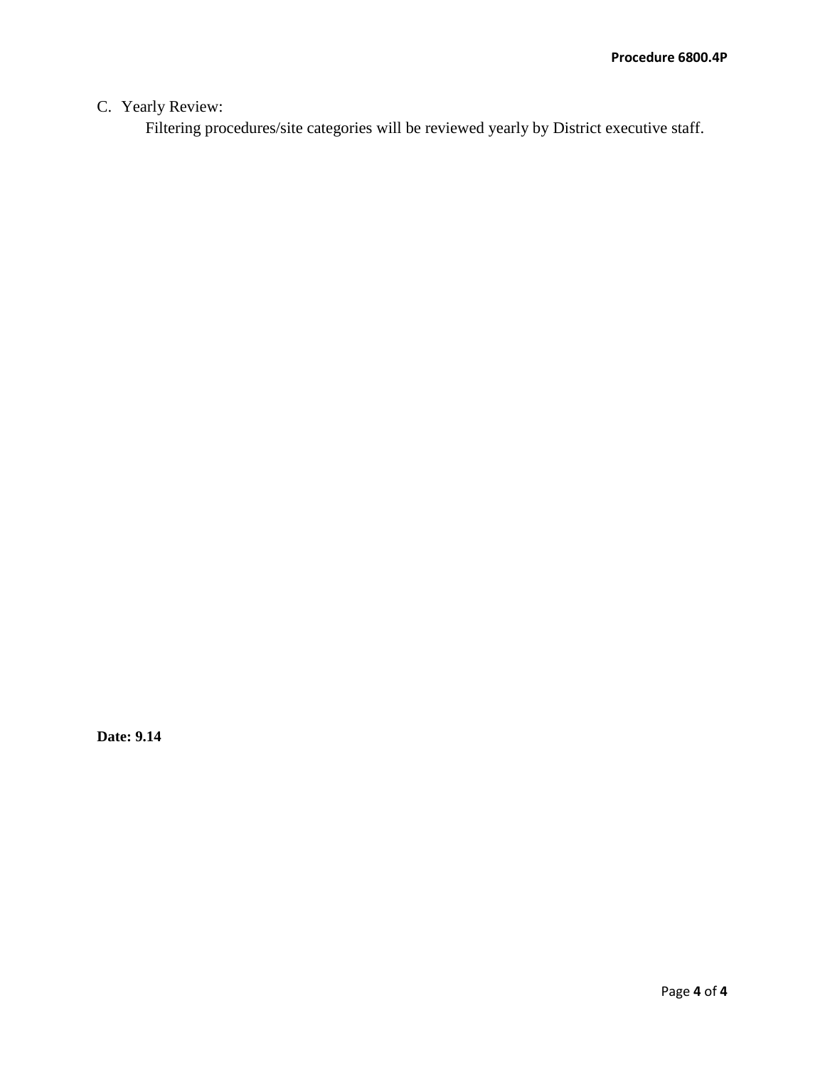C. Yearly Review:

Filtering procedures/site categories will be reviewed yearly by District executive staff.

**Date: 9.14**